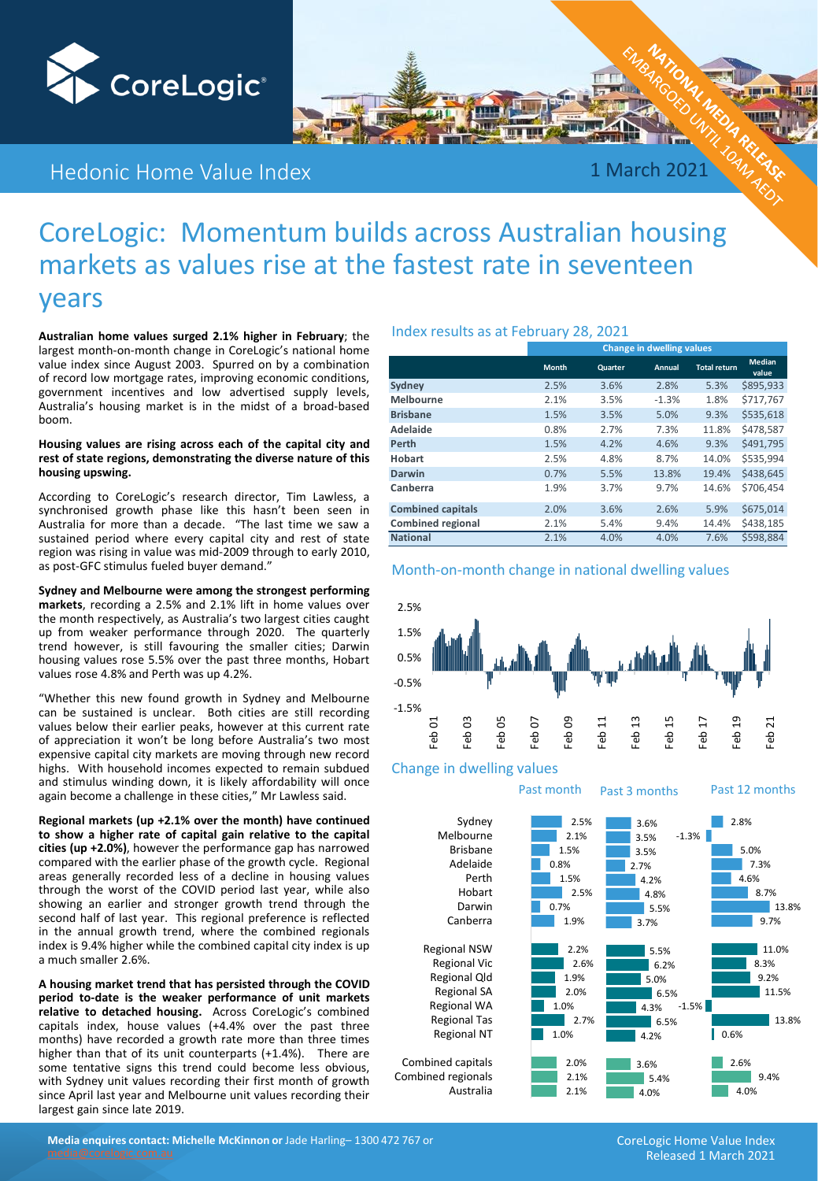CoreLogic®

Hedonic Home Value Index

1 March 2021

NATIONAL MEDIA RELEASE
EMBARGOED UNTIL 10AM AEDT

# CoreLogic: Momentum builds across Australian housing markets as values rise at the fastest rate in seventeen years

**Australian home values surged 2.1% higher in February**; the largest month-on-month change in CoreLogic's national home value index since August 2003. Spurred on by a combination of record low mortgage rates, improving economic conditions, government incentives and low advertised supply levels, Australia's housing market is in the midst of a broad-based boom.

**Housing values are rising across each of the capital city and rest of state regions, demonstrating the diverse nature of this housing upswing.**

According to CoreLogic's research director, Tim Lawless, a synchronised growth phase like this hasn't been seen in Australia for more than a decade. "The last time we saw a sustained period where every capital city and rest of state region was rising in value was mid-2009 through to early 2010, as post-GFC stimulus fueled buyer demand."

**Sydney and Melbourne were among the strongest performing markets**, recording a 2.5% and 2.1% lift in home values over the month respectively, as Australia's two largest cities caught up from weaker performance through 2020. The quarterly trend however, is still favouring the smaller cities; Darwin housing values rose 5.5% over the past three months, Hobart values rose 4.8% and Perth was up 4.2%.

"Whether this new found growth in Sydney and Melbourne can be sustained is unclear. Both cities are still recording values below their earlier peaks, however at this current rate of appreciation it won't be long before Australia's two most expensive capital city markets are moving through new record highs. With household incomes expected to remain subdued and stimulus winding down, it is likely affordability will once again become a challenge in these cities," Mr Lawless said.

**Regional markets (up +2.1% over the month) have continued to show a higher rate of capital gain relative to the capital cities (up +2.0%)**, however the performance gap has narrowed compared with the earlier phase of the growth cycle. Regional areas generally recorded less of a decline in housing values through the worst of the COVID period last year, while also showing an earlier and stronger growth trend through the second half of last year. This regional preference is reflected in the annual growth trend, where the combined regionals index is 9.4% higher while the combined capital city index is up a much smaller 2.6%.

**A housing market trend that has persisted through the COVID period to-date is the weaker performance of unit markets relative to detached housing.** Across CoreLogic's combined capitals index, house values (+4.4% over the past three months) have recorded a growth rate more than three times higher than that of its unit counterparts (+1.4%). There are some tentative signs this trend could become less obvious, with Sydney unit values recording their first month of growth since April last year and Melbourne unit values recording their largest gain since late 2019.

## Index results as at February 28, 2021

| | Change in dwelling values | | | | |
|---|---|---|---|---|---|
| | Month | Quarter | Annual | Total return | Median value |
| **Sydney** | 2.5% | 3.6% | 2.8% | 5.3% | $895,933 |
| **Melbourne** | 2.1% | 3.5% | -1.3% | 1.8% | $717,767 |
| **Brisbane** | 1.5% | 3.5% | 5.0% | 9.3% | $535,618 |
| **Adelaide** | 0.8% | 2.7% | 7.3% | 11.8% | $478,587 |
| **Perth** | 1.5% | 4.2% | 4.6% | 9.3% | $491,795 |
| **Hobart** | 2.5% | 4.8% | 8.7% | 14.0% | $535,994 |
| **Darwin** | 0.7% | 5.5% | 13.8% | 19.4% | $438,645 |
| **Canberra** | 1.9% | 3.7% | 9.7% | 14.6% | $706,454 |
| **Combined capitals** | 2.0% | 3.6% | 2.6% | 5.9% | $675,014 |
| **Combined regional** | 2.1% | 5.4% | 9.4% | 14.4% | $438,185 |
| **National** | 2.1% | 4.0% | 4.0% | 7.6% | $598,884 |

## Month-on-month change in national dwelling values

## Change in dwelling values

| | Past month | Past 3 months | Past 12 months |
|---|---|---|---|
| Sydney | 2.5% | 3.6% | 2.8% |
| Melbourne | 2.1% | 3.5% | -1.3% |
| Brisbane | 1.5% | 3.5% | 5.0% |
| Adelaide | 0.8% | 2.7% | 7.3% |
| Perth | 1.5% | 4.2% | 4.6% |
| Hobart | 2.5% | 4.8% | 8.7% |
| Darwin | 0.7% | 5.5% | 13.8% |
| Canberra | 1.9% | 3.7% | 9.7% |
| Regional NSW | 2.2% | 5.5% | 11.0% |
| Regional Vic | 2.6% | 6.2% | 8.3% |
| Regional Qld | 1.9% | 5.0% | 9.2% |
| Regional SA | 2.0% | 6.5% | 11.5% |
| Regional WA | 1.0% | 4.3% | -1.5% |
| Regional Tas | 2.7% | 6.5% | 13.8% |
| Regional NT | 1.0% | 4.2% | 0.6% |
| Combined capitals | 2.0% | 3.6% | 2.6% |
| Combined regionals | 2.1% | 5.4% | 9.4% |
| Australia | 2.1% | 4.0% | 4.0% |

**Media enquires contact: Michelle McKinnon or** Jade Harling– 1300 472 767 or media@corelogic.com.au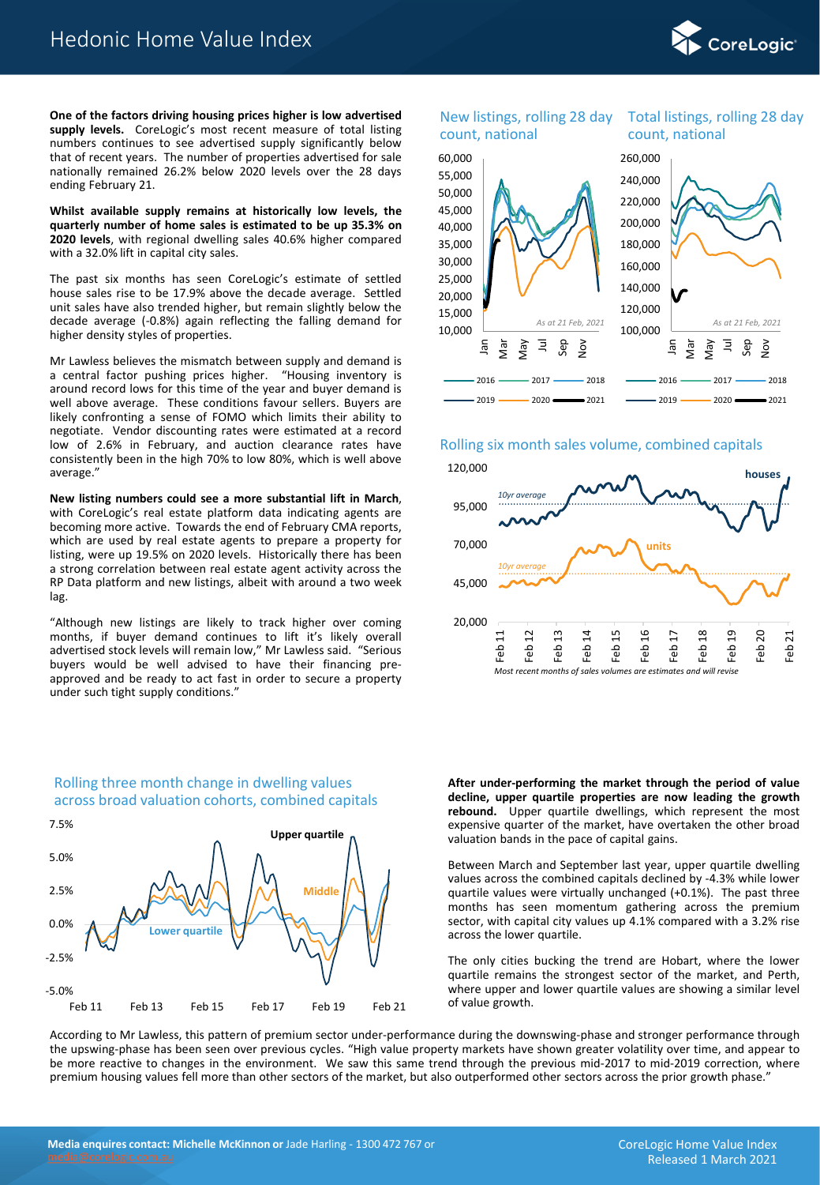**One of the factors driving housing prices higher is low advertised supply levels.** CoreLogic's most recent measure of total listing numbers continues to see advertised supply significantly below that of recent years. The number of properties advertised for sale nationally remained 26.2% below 2020 levels over the 28 days ending February 21.

**Whilst available supply remains at historically low levels, the quarterly number of home sales is estimated to be up 35.3% on 2020 levels**, with regional dwelling sales 40.6% higher compared with a 32.0% lift in capital city sales.

The past six months has seen CoreLogic's estimate of settled house sales rise to be 17.9% above the decade average. Settled unit sales have also trended higher, but remain slightly below the decade average (-0.8%) again reflecting the falling demand for higher density styles of properties.

Mr Lawless believes the mismatch between supply and demand is a central factor pushing prices higher. "Housing inventory is around record lows for this time of the year and buyer demand is well above average. These conditions favour sellers. Buyers are likely confronting a sense of FOMO which limits their ability to negotiate. Vendor discounting rates were estimated at a record low of 2.6% in February, and auction clearance rates have consistently been in the high 70% to low 80%, which is well above average."

**New listing numbers could see a more substantial lift in March**, with CoreLogic's real estate platform data indicating agents are becoming more active. Towards the end of February CMA reports, which are used by real estate agents to prepare a property for listing, were up 19.5% on 2020 levels. Historically there has been a strong correlation between real estate agent activity across the RP Data platform and new listings, albeit with around a two week lag.

"Although new listings are likely to track higher over coming months, if buyer demand continues to lift it's likely overall advertised stock levels will remain low," Mr Lawless said. "Serious buyers would be well advised to have their financing pre-approved and be ready to act fast in order to secure a property under such tight supply conditions."

New listings, rolling 28 day count, national

Total listings, rolling 28 day count, national

Rolling six month sales volume, combined capitals

*Most recent months of sales volumes are estimates and will revise*

Rolling three month change in dwelling values across broad valuation cohorts, combined capitals

**After under-performing the market through the period of value decline, upper quartile properties are now leading the growth rebound.** Upper quartile dwellings, which represent the most expensive quarter of the market, have overtaken the other broad valuation bands in the pace of capital gains.

Between March and September last year, upper quartile dwelling values across the combined capitals declined by -4.3% while lower quartile values were virtually unchanged (+0.1%). The past three months has seen momentum gathering across the premium sector, with capital city values up 4.1% compared with a 3.2% rise across the lower quartile.

The only cities bucking the trend are Hobart, where the lower quartile remains the strongest sector of the market, and Perth, where upper and lower quartile values are showing a similar level of value growth.

According to Mr Lawless, this pattern of premium sector under-performance during the downswing-phase and stronger performance through the upswing-phase has been seen over previous cycles. "High value property markets have shown greater volatility over time, and appear to be more reactive to changes in the environment. We saw this same trend through the previous mid-2017 to mid-2019 correction, where premium housing values fell more than other sectors of the market, but also outperformed other sectors across the prior growth phase."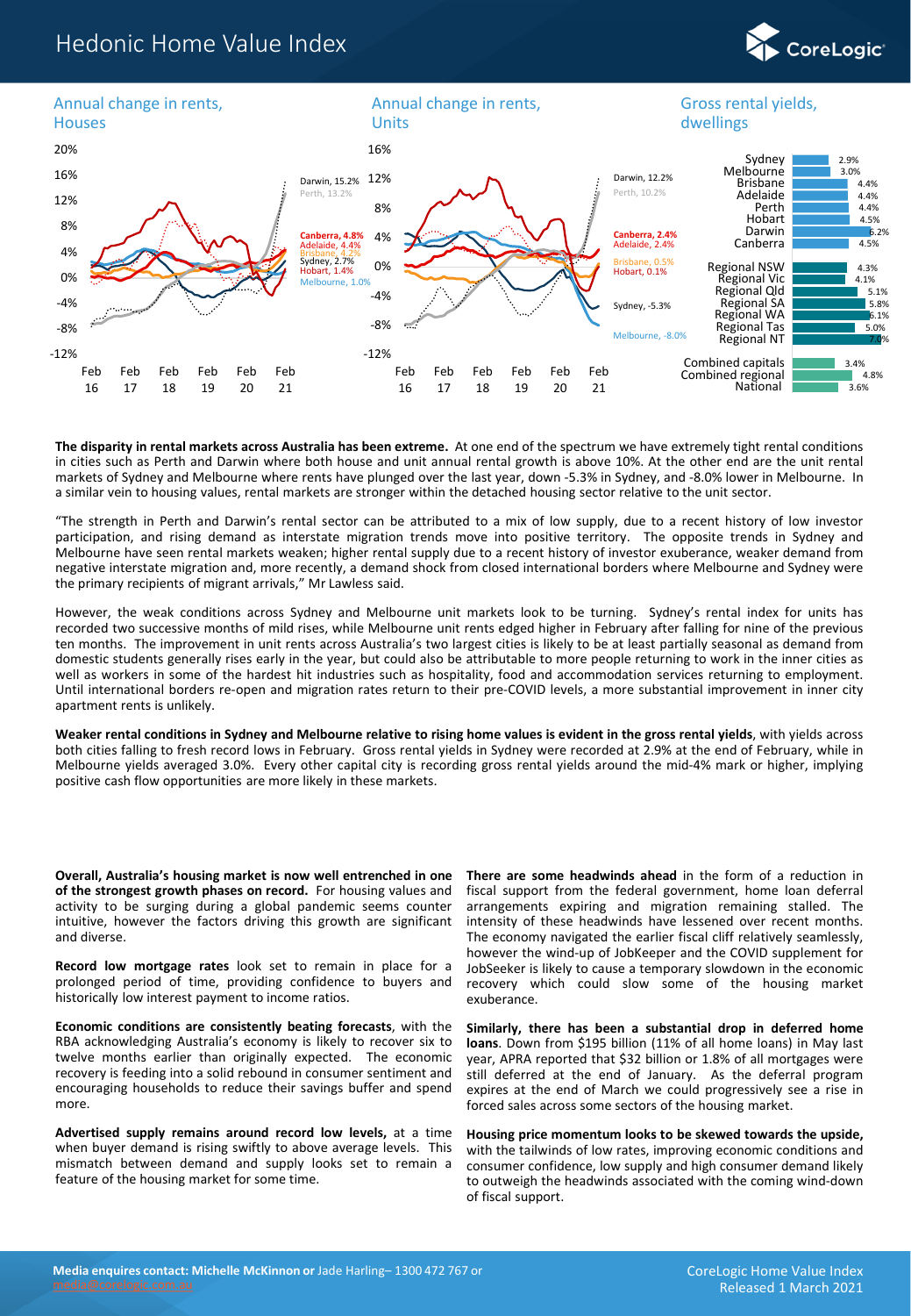### Annual change in rents, Houses

Darwin, 15.2%
Perth, 13.2%
Canberra, 4.8%
Adelaide, 4.4%
Brisbane, 4.2%
Sydney, 2.7%
Hobart, 1.4%
Melbourne, 1.0%

### Annual change in rents, Units

Darwin, 12.2%
Perth, 10.2%
Canberra, 2.4%
Adelaide, 2.4%
Brisbane, 0.5%
Hobart, 0.1%
Sydney, -5.3%
Melbourne, -8.0%

### Gross rental yields, dwellings

| Region | Yield |
|---|---|
| Sydney | 2.9% |
| Melbourne | 3.0% |
| Brisbane | 4.4% |
| Adelaide | 4.4% |
| Perth | 4.4% |
| Hobart | 4.5% |
| Darwin | 6.2% |
| Canberra | 4.5% |
| Regional NSW | 4.3% |
| Regional Vic | 4.1% |
| Regional Qld | 5.1% |
| Regional SA | 5.8% |
| Regional WA | 6.1% |
| Regional Tas | 5.0% |
| Regional NT | 7.0% |
| Combined capitals | 3.4% |
| Combined regional | 4.8% |
| National | 3.6% |

**The disparity in rental markets across Australia has been extreme.** At one end of the spectrum we have extremely tight rental conditions in cities such as Perth and Darwin where both house and unit annual rental growth is above 10%. At the other end are the unit rental markets of Sydney and Melbourne where rents have plunged over the last year, down -5.3% in Sydney, and -8.0% lower in Melbourne. In a similar vein to housing values, rental markets are stronger within the detached housing sector relative to the unit sector.

"The strength in Perth and Darwin's rental sector can be attributed to a mix of low supply, due to a recent history of low investor participation, and rising demand as interstate migration trends move into positive territory. The opposite trends in Sydney and Melbourne have seen rental markets weaken; higher rental supply due to a recent history of investor exuberance, weaker demand from negative interstate migration and, more recently, a demand shock from closed international borders where Melbourne and Sydney were the primary recipients of migrant arrivals," Mr Lawless said.

However, the weak conditions across Sydney and Melbourne unit markets look to be turning. Sydney's rental index for units has recorded two successive months of mild rises, while Melbourne unit rents edged higher in February after falling for nine of the previous ten months. The improvement in unit rents across Australia's two largest cities is likely to be at least partially seasonal as demand from domestic students generally rises early in the year, but could also be attributable to more people returning to work in the inner cities as well as workers in some of the hardest hit industries such as hospitality, food and accommodation services returning to employment. Until international borders re-open and migration rates return to their pre-COVID levels, a more substantial improvement in inner city apartment rents is unlikely.

**Weaker rental conditions in Sydney and Melbourne relative to rising home values is evident in the gross rental yields**, with yields across both cities falling to fresh record lows in February. Gross rental yields in Sydney were recorded at 2.9% at the end of February, while in Melbourne yields averaged 3.0%. Every other capital city is recording gross rental yields around the mid-4% mark or higher, implying positive cash flow opportunities are more likely in these markets.

**Overall, Australia's housing market is now well entrenched in one of the strongest growth phases on record.** For housing values and activity to be surging during a global pandemic seems counter intuitive, however the factors driving this growth are significant and diverse.

**Record low mortgage rates** look set to remain in place for a prolonged period of time, providing confidence to buyers and historically low interest payment to income ratios.

**Economic conditions are consistently beating forecasts**, with the RBA acknowledging Australia's economy is likely to recover six to twelve months earlier than originally expected. The economic recovery is feeding into a solid rebound in consumer sentiment and encouraging households to reduce their savings buffer and spend more.

**Advertised supply remains around record low levels,** at a time when buyer demand is rising swiftly to above average levels. This mismatch between demand and supply looks set to remain a feature of the housing market for some time.

**There are some headwinds ahead** in the form of a reduction in fiscal support from the federal government, home loan deferral arrangements expiring and migration remaining stalled. The intensity of these headwinds have lessened over recent months. The economy navigated the earlier fiscal cliff relatively seamlessly, however the wind-up of JobKeeper and the COVID supplement for JobSeeker is likely to cause a temporary slowdown in the economic recovery which could slow some of the housing market exuberance.

**Similarly, there has been a substantial drop in deferred home loans**. Down from $195 billion (11% of all home loans) in May last year, APRA reported that $32 billion or 1.8% of all mortgages were still deferred at the end of January. As the deferral program expires at the end of March we could progressively see a rise in forced sales across some sectors of the housing market.

**Housing price momentum looks to be skewed towards the upside,** with the tailwinds of low rates, improving economic conditions and consumer confidence, low supply and high consumer demand likely to outweigh the headwinds associated with the coming wind-down of fiscal support.

**Media enquires contact: Michelle McKinnon or** Jade Harling– 1300 472 767 or media@corelogic.com.au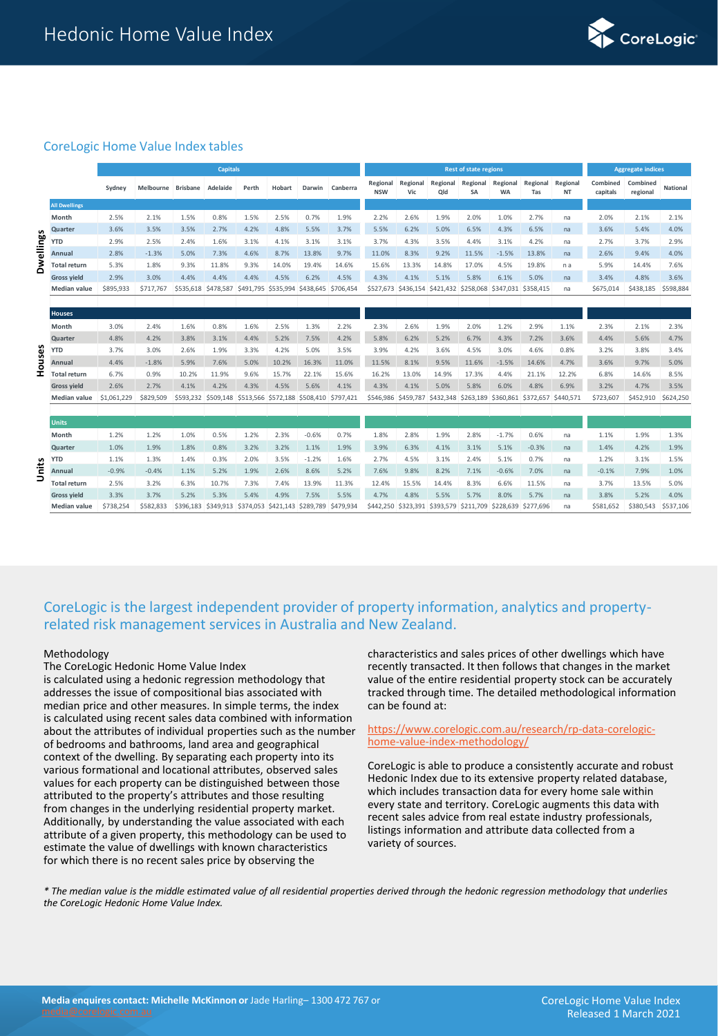## CoreLogic Home Value Index tables

| | | Capitals | | | | | | | | Rest of state regions | | | | | | | Aggregate indices | | |
|---|---|---|---|---|---|---|---|---|---|---|---|---|---|---|---|---|---|---|---|
| | | Sydney | Melbourne | Brisbane | Adelaide | Perth | Hobart | Darwin | Canberra | Regional NSW | Regional Vic | Regional Qld | Regional SA | Regional WA | Regional Tas | Regional NT | Combined capitals | Combined regional | National |
| **Dwellings** | **All Dwellings** | | | | | | | | | | | | | | | | | | |
| | **Month** | 2.5% | 2.1% | 1.5% | 0.8% | 1.5% | 2.5% | 0.7% | 1.9% | 2.2% | 2.6% | 1.9% | 2.0% | 1.0% | 2.7% | na | 2.0% | 2.1% | 2.1% |
| | **Quarter** | 3.6% | 3.5% | 3.5% | 2.7% | 4.2% | 4.8% | 5.5% | 3.7% | 5.5% | 6.2% | 5.0% | 6.5% | 4.3% | 6.5% | na | 3.6% | 5.4% | 4.0% |
| | **YTD** | 2.9% | 2.5% | 2.4% | 1.6% | 3.1% | 4.1% | 3.1% | 3.1% | 3.7% | 4.3% | 3.5% | 4.4% | 3.1% | 4.2% | na | 2.7% | 3.7% | 2.9% |
| | **Annual** | 2.8% | -1.3% | 5.0% | 7.3% | 4.6% | 8.7% | 13.8% | 9.7% | 11.0% | 8.3% | 9.2% | 11.5% | -1.5% | 13.8% | na | 2.6% | 9.4% | 4.0% |
| | **Total return** | 5.3% | 1.8% | 9.3% | 11.8% | 9.3% | 14.0% | 19.4% | 14.6% | 15.6% | 13.3% | 14.8% | 17.0% | 4.5% | 19.8% | n a | 5.9% | 14.4% | 7.6% |
| | **Gross yield** | 2.9% | 3.0% | 4.4% | 4.4% | 4.4% | 4.5% | 6.2% | 4.5% | 4.3% | 4.1% | 5.1% | 5.8% | 6.1% | 5.0% | na | 3.4% | 4.8% | 3.6% |
| | **Median value** | $895,933 | $717,767 | $535,618 | $478,587 | $491,795 | $535,994 | $438,645 | $706,454 | $527,673 | $436,154 | $421,432 | $258,068 | $347,031 | $358,415 | na | $675,014 | $438,185 | $598,884 |
| **Houses** | **Houses** | | | | | | | | | | | | | | | | | | |
| | **Month** | 3.0% | 2.4% | 1.6% | 0.8% | 1.6% | 2.5% | 1.3% | 2.2% | 2.3% | 2.6% | 1.9% | 2.0% | 1.2% | 2.9% | 1.1% | 2.3% | 2.1% | 2.3% |
| | **Quarter** | 4.8% | 4.2% | 3.8% | 3.1% | 4.4% | 5.2% | 7.5% | 4.2% | 5.8% | 6.2% | 5.2% | 6.7% | 4.3% | 7.2% | 3.6% | 4.4% | 5.6% | 4.7% |
| | **YTD** | 3.7% | 3.0% | 2.6% | 1.9% | 3.3% | 4.2% | 5.0% | 3.5% | 3.9% | 4.2% | 3.6% | 4.5% | 3.0% | 4.6% | 0.8% | 3.2% | 3.8% | 3.4% |
| | **Annual** | 4.4% | -1.8% | 5.9% | 7.6% | 5.0% | 10.2% | 16.3% | 11.0% | 11.5% | 8.1% | 9.5% | 11.6% | -1.5% | 14.6% | 4.7% | 3.6% | 9.7% | 5.0% |
| | **Total return** | 6.7% | 0.9% | 10.2% | 11.9% | 9.6% | 15.7% | 22.1% | 15.6% | 16.2% | 13.0% | 14.9% | 17.3% | 4.4% | 21.1% | 12.2% | 6.8% | 14.6% | 8.5% |
| | **Gross yield** | 2.6% | 2.7% | 4.1% | 4.2% | 4.3% | 4.5% | 5.6% | 4.1% | 4.3% | 4.1% | 5.0% | 5.8% | 6.0% | 4.8% | 6.9% | 3.2% | 4.7% | 3.5% |
| | **Median value** | $1,061,229 | $829,509 | $593,232 | $509,148 | $513,566 | $572,188 | $508,410 | $797,421 | $546,986 | $459,787 | $432,348 | $263,189 | $360,861 | $372,657 | $440,571 | $723,607 | $452,910 | $624,250 |
| **Units** | **Units** | | | | | | | | | | | | | | | | | | |
| | **Month** | 1.2% | 1.2% | 1.0% | 0.5% | 1.2% | 2.3% | -0.6% | 0.7% | 1.8% | 2.8% | 1.9% | 2.8% | -1.7% | 0.6% | na | 1.1% | 1.9% | 1.3% |
| | **Quarter** | 1.0% | 1.9% | 1.8% | 0.8% | 3.2% | 3.2% | 1.1% | 1.9% | 3.9% | 6.3% | 4.1% | 3.1% | 5.1% | -0.3% | na | 1.4% | 4.2% | 1.9% |
| | **YTD** | 1.1% | 1.3% | 1.4% | 0.3% | 2.0% | 3.5% | -1.2% | 1.6% | 2.7% | 4.5% | 3.1% | 2.4% | 5.1% | 0.7% | na | 1.2% | 3.1% | 1.5% |
| | **Annual** | -0.9% | -0.4% | 1.1% | 5.2% | 1.9% | 2.6% | 8.6% | 5.2% | 7.6% | 9.8% | 8.2% | 7.1% | -0.6% | 7.0% | na | -0.1% | 7.9% | 1.0% |
| | **Total return** | 2.5% | 3.2% | 6.3% | 10.7% | 7.3% | 7.4% | 13.9% | 11.3% | 12.4% | 15.5% | 14.4% | 8.3% | 6.6% | 11.5% | na | 3.7% | 13.5% | 5.0% |
| | **Gross yield** | 3.3% | 3.7% | 5.2% | 5.3% | 5.4% | 4.9% | 7.5% | 5.5% | 4.7% | 4.8% | 5.5% | 5.7% | 8.0% | 5.7% | na | 3.8% | 5.2% | 4.0% |
| | **Median value** | $738,254 | $582,833 | $396,183 | $349,913 | $374,053 | $421,143 | $289,789 | $479,934 | $442,250 | $323,391 | $393,579 | $211,709 | $228,639 | $277,696 | na | $581,652 | $380,543 | $537,106 |

## CoreLogic is the largest independent provider of property information, analytics and property-related risk management services in Australia and New Zealand.

Methodology

The CoreLogic Hedonic Home Value Index is calculated using a hedonic regression methodology that addresses the issue of compositional bias associated with median price and other measures. In simple terms, the index is calculated using recent sales data combined with information about the attributes of individual properties such as the number of bedrooms and bathrooms, land area and geographical context of the dwelling. By separating each property into its various formational and locational attributes, observed sales values for each property can be distinguished between those attributed to the property's attributes and those resulting from changes in the underlying residential property market. Additionally, by understanding the value associated with each attribute of a given property, this methodology can be used to estimate the value of dwellings with known characteristics for which there is no recent sales price by observing the characteristics and sales prices of other dwellings which have recently transacted. It then follows that changes in the market value of the entire residential property stock can be accurately tracked through time. The detailed methodological information can be found at:

https://www.corelogic.com.au/research/rp-data-corelogic-home-value-index-methodology/

CoreLogic is able to produce a consistently accurate and robust Hedonic Index due to its extensive property related database, which includes transaction data for every home sale within every state and territory. CoreLogic augments this data with recent sales advice from real estate industry professionals, listings information and attribute data collected from a variety of sources.

*\* The median value is the middle estimated value of all residential properties derived through the hedonic regression methodology that underlies the CoreLogic Hedonic Home Value Index.*

**Media enquires contact: Michelle McKinnon or** Jade Harling– 1300 472 767 or media@corelogic.com.au

CoreLogic Home Value Index
Released 1 March 2021